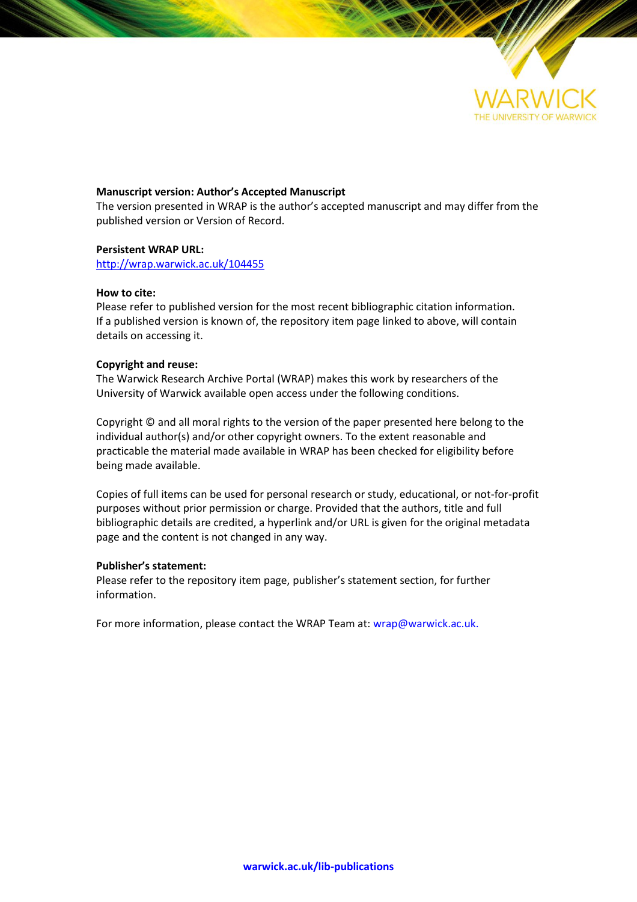WARWICK
THE UNIVERSITY OF WARWICK

**Manuscript version: Author's Accepted Manuscript**
The version presented in WRAP is the author's accepted manuscript and may differ from the published version or Version of Record.

**Persistent WRAP URL:**
http://wrap.warwick.ac.uk/104455

**How to cite:**
Please refer to published version for the most recent bibliographic citation information. If a published version is known of, the repository item page linked to above, will contain details on accessing it.

**Copyright and reuse:**
The Warwick Research Archive Portal (WRAP) makes this work by researchers of the University of Warwick available open access under the following conditions.

Copyright © and all moral rights to the version of the paper presented here belong to the individual author(s) and/or other copyright owners. To the extent reasonable and practicable the material made available in WRAP has been checked for eligibility before being made available.

Copies of full items can be used for personal research or study, educational, or not-for-profit purposes without prior permission or charge. Provided that the authors, title and full bibliographic details are credited, a hyperlink and/or URL is given for the original metadata page and the content is not changed in any way.

**Publisher's statement:**
Please refer to the repository item page, publisher's statement section, for further information.

For more information, please contact the WRAP Team at: wrap@warwick.ac.uk.

**warwick.ac.uk/lib-publications**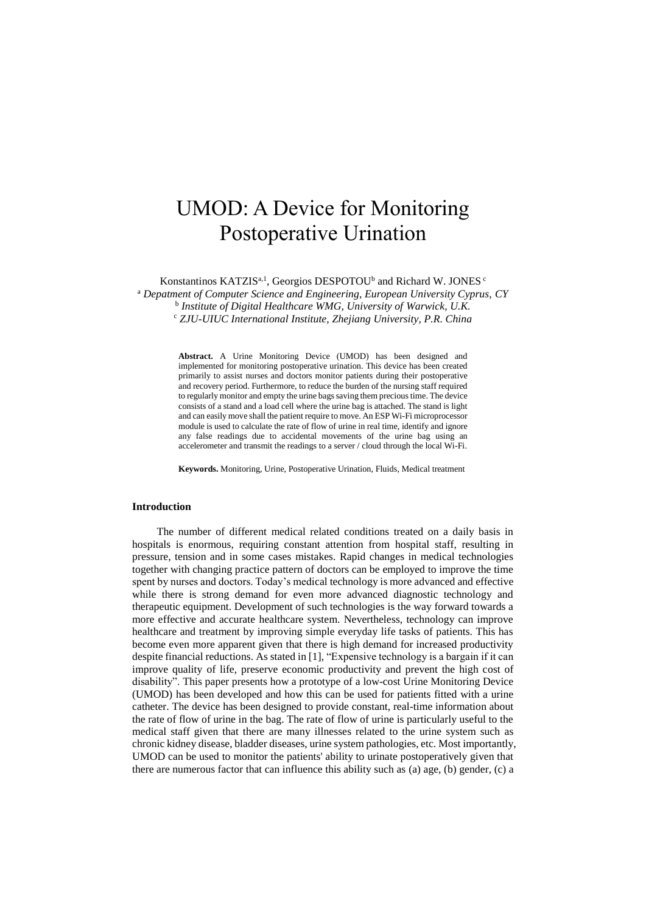# UMOD: A Device for Monitoring Postoperative Urination

Konstantinos KATZIS[a,1], Georgios DESPOTOU[b] and Richard W. JONES[c]

[a] *Depatment of Computer Science and Engineering, European University Cyprus, CY*
[b] *Institute of Digital Healthcare WMG, University of Warwick, U.K.*
[c] *ZJU-UIUC International Institute, Zhejiang University, P.R. China*

**Abstract.** A Urine Monitoring Device (UMOD) has been designed and implemented for monitoring postoperative urination. This device has been created primarily to assist nurses and doctors monitor patients during their postoperative and recovery period. Furthermore, to reduce the burden of the nursing staff required to regularly monitor and empty the urine bags saving them precious time. The device consists of a stand and a load cell where the urine bag is attached. The stand is light and can easily move shall the patient require to move. An ESP Wi-Fi microprocessor module is used to calculate the rate of flow of urine in real time, identify and ignore any false readings due to accidental movements of the urine bag using an accelerometer and transmit the readings to a server / cloud through the local Wi-Fi.

**Keywords.** Monitoring, Urine, Postoperative Urination, Fluids, Medical treatment

## Introduction

The number of different medical related conditions treated on a daily basis in hospitals is enormous, requiring constant attention from hospital staff, resulting in pressure, tension and in some cases mistakes. Rapid changes in medical technologies together with changing practice pattern of doctors can be employed to improve the time spent by nurses and doctors. Today's medical technology is more advanced and effective while there is strong demand for even more advanced diagnostic technology and therapeutic equipment. Development of such technologies is the way forward towards a more effective and accurate healthcare system. Nevertheless, technology can improve healthcare and treatment by improving simple everyday life tasks of patients. This has become even more apparent given that there is high demand for increased productivity despite financial reductions. As stated in [1], "Expensive technology is a bargain if it can improve quality of life, preserve economic productivity and prevent the high cost of disability". This paper presents how a prototype of a low-cost Urine Monitoring Device (UMOD) has been developed and how this can be used for patients fitted with a urine catheter. The device has been designed to provide constant, real-time information about the rate of flow of urine in the bag. The rate of flow of urine is particularly useful to the medical staff given that there are many illnesses related to the urine system such as chronic kidney disease, bladder diseases, urine system pathologies, etc. Most importantly, UMOD can be used to monitor the patients' ability to urinate postoperatively given that there are numerous factor that can influence this ability such as (a) age, (b) gender, (c) a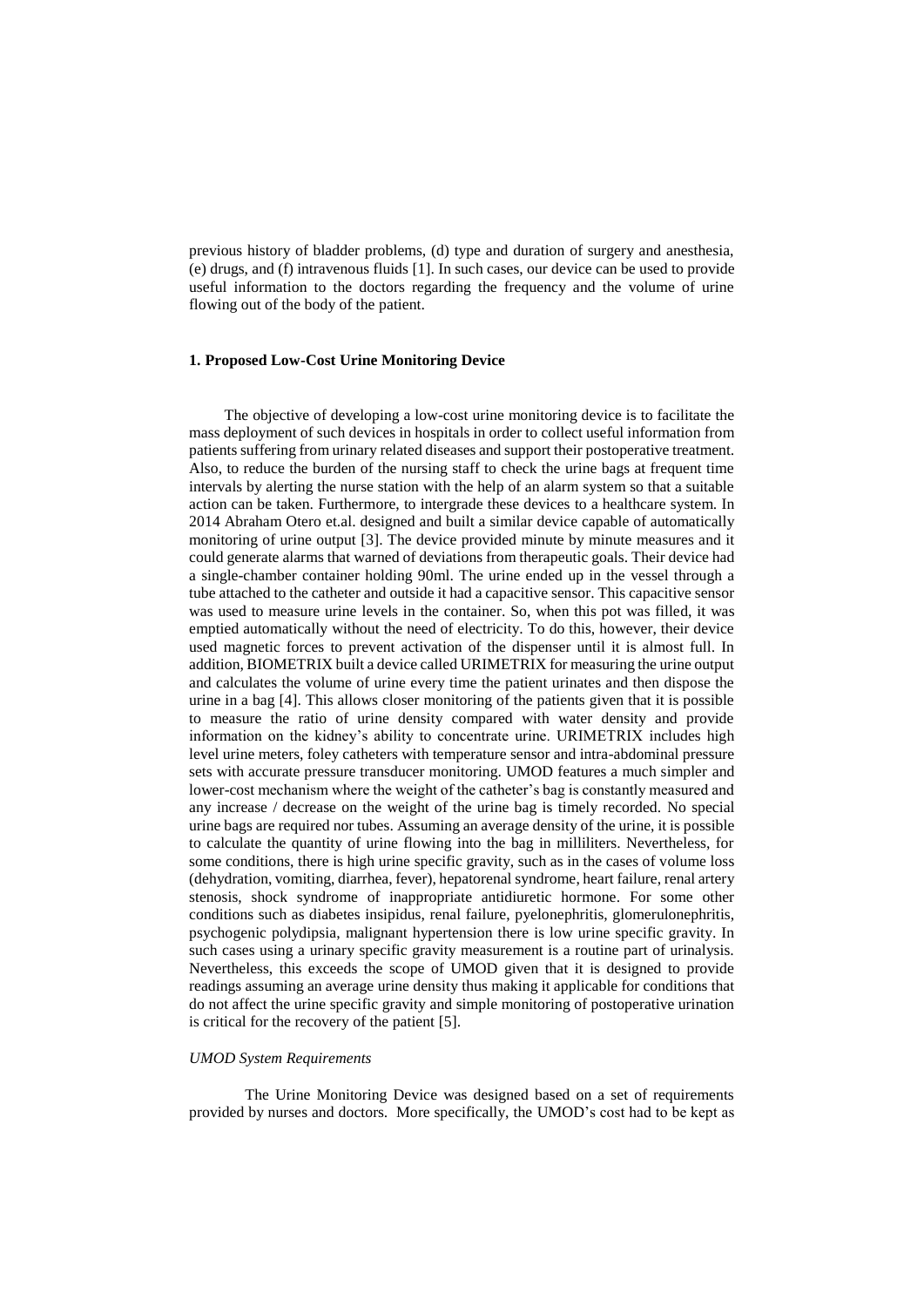previous history of bladder problems, (d) type and duration of surgery and anesthesia, (e) drugs, and (f) intravenous fluids [1]. In such cases, our device can be used to provide useful information to the doctors regarding the frequency and the volume of urine flowing out of the body of the patient.

## 1. Proposed Low-Cost Urine Monitoring Device

The objective of developing a low-cost urine monitoring device is to facilitate the mass deployment of such devices in hospitals in order to collect useful information from patients suffering from urinary related diseases and support their postoperative treatment. Also, to reduce the burden of the nursing staff to check the urine bags at frequent time intervals by alerting the nurse station with the help of an alarm system so that a suitable action can be taken. Furthermore, to intergrade these devices to a healthcare system. In 2014 Abraham Otero et.al. designed and built a similar device capable of automatically monitoring of urine output [3]. The device provided minute by minute measures and it could generate alarms that warned of deviations from therapeutic goals. Their device had a single-chamber container holding 90ml. The urine ended up in the vessel through a tube attached to the catheter and outside it had a capacitive sensor. This capacitive sensor was used to measure urine levels in the container. So, when this pot was filled, it was emptied automatically without the need of electricity. To do this, however, their device used magnetic forces to prevent activation of the dispenser until it is almost full. In addition, BIOMETRIX built a device called URIMETRIX for measuring the urine output and calculates the volume of urine every time the patient urinates and then dispose the urine in a bag [4]. This allows closer monitoring of the patients given that it is possible to measure the ratio of urine density compared with water density and provide information on the kidney's ability to concentrate urine. URIMETRIX includes high level urine meters, foley catheters with temperature sensor and intra-abdominal pressure sets with accurate pressure transducer monitoring. UMOD features a much simpler and lower-cost mechanism where the weight of the catheter's bag is constantly measured and any increase / decrease on the weight of the urine bag is timely recorded. No special urine bags are required nor tubes. Assuming an average density of the urine, it is possible to calculate the quantity of urine flowing into the bag in milliliters. Nevertheless, for some conditions, there is high urine specific gravity, such as in the cases of volume loss (dehydration, vomiting, diarrhea, fever), hepatorenal syndrome, heart failure, renal artery stenosis, shock syndrome of inappropriate antidiuretic hormone. For some other conditions such as diabetes insipidus, renal failure, pyelonephritis, glomerulonephritis, psychogenic polydipsia, malignant hypertension there is low urine specific gravity. In such cases using a urinary specific gravity measurement is a routine part of urinalysis. Nevertheless, this exceeds the scope of UMOD given that it is designed to provide readings assuming an average urine density thus making it applicable for conditions that do not affect the urine specific gravity and simple monitoring of postoperative urination is critical for the recovery of the patient [5].

### *UMOD System Requirements*

The Urine Monitoring Device was designed based on a set of requirements provided by nurses and doctors. More specifically, the UMOD's cost had to be kept as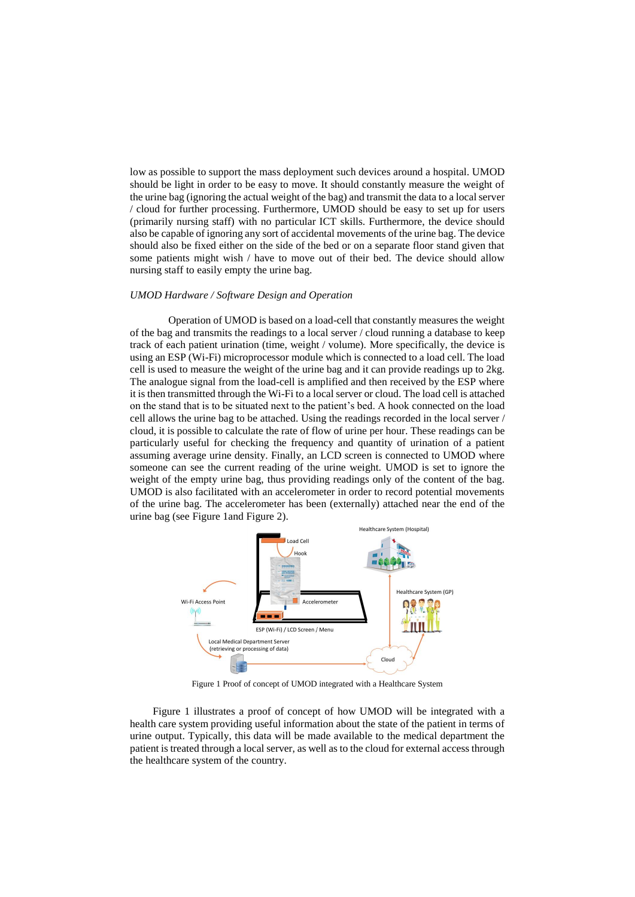low as possible to support the mass deployment such devices around a hospital. UMOD should be light in order to be easy to move. It should constantly measure the weight of the urine bag (ignoring the actual weight of the bag) and transmit the data to a local server / cloud for further processing. Furthermore, UMOD should be easy to set up for users (primarily nursing staff) with no particular ICT skills. Furthermore, the device should also be capable of ignoring any sort of accidental movements of the urine bag. The device should also be fixed either on the side of the bed or on a separate floor stand given that some patients might wish / have to move out of their bed. The device should allow nursing staff to easily empty the urine bag.

*UMOD Hardware / Software Design and Operation*

Operation of UMOD is based on a load-cell that constantly measures the weight of the bag and transmits the readings to a local server / cloud running a database to keep track of each patient urination (time, weight / volume). More specifically, the device is using an ESP (Wi-Fi) microprocessor module which is connected to a load cell. The load cell is used to measure the weight of the urine bag and it can provide readings up to 2kg. The analogue signal from the load-cell is amplified and then received by the ESP where it is then transmitted through the Wi-Fi to a local server or cloud. The load cell is attached on the stand that is to be situated next to the patient's bed. A hook connected on the load cell allows the urine bag to be attached. Using the readings recorded in the local server / cloud, it is possible to calculate the rate of flow of urine per hour. These readings can be particularly useful for checking the frequency and quantity of urination of a patient assuming average urine density. Finally, an LCD screen is connected to UMOD where someone can see the current reading of the urine weight. UMOD is set to ignore the weight of the empty urine bag, thus providing readings only of the content of the bag. UMOD is also facilitated with an accelerometer in order to record potential movements of the urine bag. The accelerometer has been (externally) attached near the end of the urine bag (see Figure 1and Figure 2).

Healthcare System (Hospital)

Load Cell

Hook

Accelerometer

Wi-Fi Access Point

Healthcare System (GP)

ESP (Wi-Fi) / LCD Screen / Menu

Local Medical Department Server (retrieving or processing of data)

Cloud

Figure 1 Proof of concept of UMOD integrated with a Healthcare System

Figure 1 illustrates a proof of concept of how UMOD will be integrated with a health care system providing useful information about the state of the patient in terms of urine output. Typically, this data will be made available to the medical department the patient is treated through a local server, as well as to the cloud for external access through the healthcare system of the country.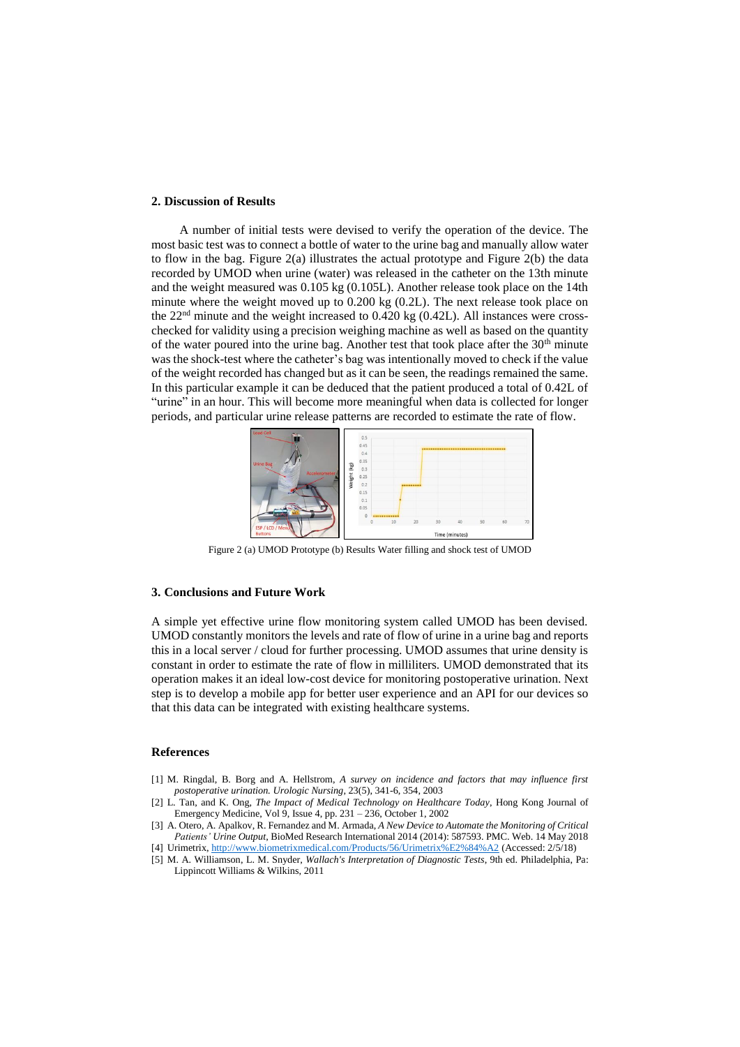## 2. Discussion of Results

A number of initial tests were devised to verify the operation of the device. The most basic test was to connect a bottle of water to the urine bag and manually allow water to flow in the bag. Figure 2(a) illustrates the actual prototype and Figure 2(b) the data recorded by UMOD when urine (water) was released in the catheter on the 13th minute and the weight measured was 0.105 kg (0.105L). Another release took place on the 14th minute where the weight moved up to 0.200 kg (0.2L). The next release took place on the 22nd minute and the weight increased to 0.420 kg (0.42L). All instances were cross-checked for validity using a precision weighing machine as well as based on the quantity of the water poured into the urine bag. Another test that took place after the 30th minute was the shock-test where the catheter's bag was intentionally moved to check if the value of the weight recorded has changed but as it can be seen, the readings remained the same. In this particular example it can be deduced that the patient produced a total of 0.42L of "urine" in an hour. This will become more meaningful when data is collected for longer periods, and particular urine release patterns are recorded to estimate the rate of flow.

Load Cell
Urine Bag
Accelerometer
ESP / LCD / Menu Buttons

Weight (kg)
0.5
0.45
0.4
0.35
0.3
0.25
0.2
0.15
0.1
0.05
0
0 10 20 30 40 50 60 70
Time (minutes)

Figure 2 (a) UMOD Prototype (b) Results Water filling and shock test of UMOD

## 3. Conclusions and Future Work

A simple yet effective urine flow monitoring system called UMOD has been devised. UMOD constantly monitors the levels and rate of flow of urine in a urine bag and reports this in a local server / cloud for further processing. UMOD assumes that urine density is constant in order to estimate the rate of flow in milliliters. UMOD demonstrated that its operation makes it an ideal low-cost device for monitoring postoperative urination. Next step is to develop a mobile app for better user experience and an API for our devices so that this data can be integrated with existing healthcare systems.

## References

[1] M. Ringdal, B. Borg and A. Hellstrom, *A survey on incidence and factors that may influence first postoperative urination. Urologic Nursing*, 23(5), 341-6, 354, 2003

[2] L. Tan, and K. Ong, *The Impact of Medical Technology on Healthcare Today*, Hong Kong Journal of Emergency Medicine, Vol 9, Issue 4, pp. 231 – 236, October 1, 2002

[3] A. Otero, A. Apalkov, R. Fernandez and M. Armada, *A New Device to Automate the Monitoring of Critical Patients' Urine Output*, BioMed Research International 2014 (2014): 587593. PMC. Web. 14 May 2018

[4] Urimetrix, http://www.biometrixmedical.com/Products/56/Urimetrix%E2%84%A2 (Accessed: 2/5/18)

[5] M. A. Williamson, L. M. Snyder, *Wallach's Interpretation of Diagnostic Tests*, 9th ed. Philadelphia, Pa: Lippincott Williams & Wilkins, 2011